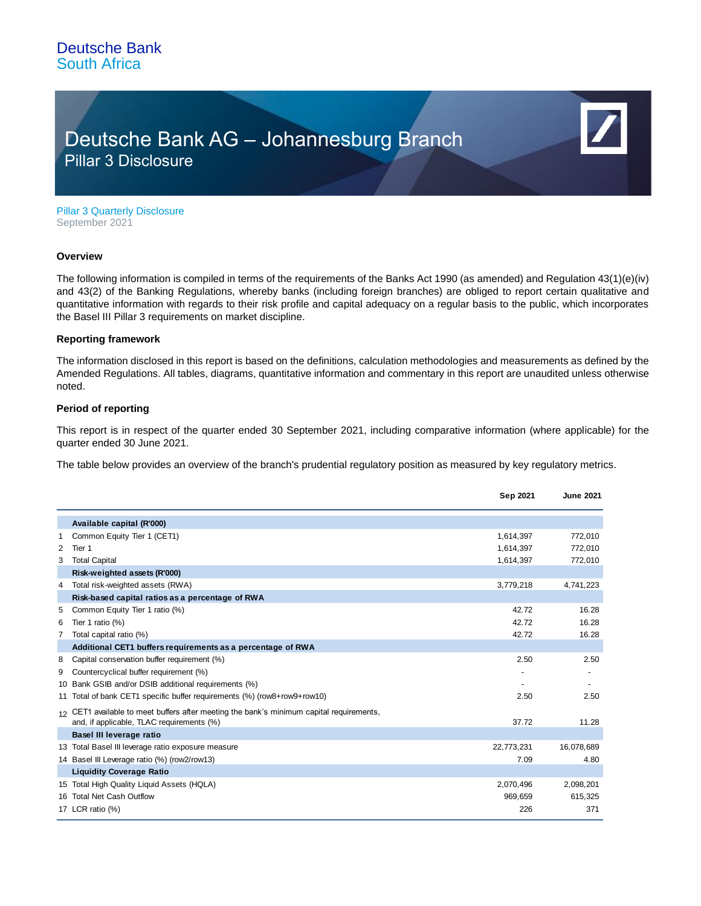Deutsche Bank
South Africa

# Deutsche Bank AG – Johannesburg Branch

## Pillar 3 Disclosure

Pillar 3 Quarterly Disclosure
September 2021

### Overview

The following information is compiled in terms of the requirements of the Banks Act 1990 (as amended) and Regulation 43(1)(e)(iv) and 43(2) of the Banking Regulations, whereby banks (including foreign branches) are obliged to report certain qualitative and quantitative information with regards to their risk profile and capital adequacy on a regular basis to the public, which incorporates the Basel III Pillar 3 requirements on market discipline.

### Reporting framework

The information disclosed in this report is based on the definitions, calculation methodologies and measurements as defined by the Amended Regulations. All tables, diagrams, quantitative information and commentary in this report are unaudited unless otherwise noted.

### Period of reporting

This report is in respect of the quarter ended 30 September 2021, including comparative information (where applicable) for the quarter ended 30 June 2021.

The table below provides an overview of the branch's prudential regulatory position as measured by key regulatory metrics.

| | | Sep 2021 | June 2021 |
|---|---|---|---|
| | **Available capital (R'000)** | | |
| 1 | Common Equity Tier 1 (CET1) | 1,614,397 | 772,010 |
| 2 | Tier 1 | 1,614,397 | 772,010 |
| 3 | Total Capital | 1,614,397 | 772,010 |
| | **Risk-weighted assets (R'000)** | | |
| 4 | Total risk-weighted assets (RWA) | 3,779,218 | 4,741,223 |
| | **Risk-based capital ratios as a percentage of RWA** | | |
| 5 | Common Equity Tier 1 ratio (%) | 42.72 | 16.28 |
| 6 | Tier 1 ratio (%) | 42.72 | 16.28 |
| 7 | Total capital ratio (%) | 42.72 | 16.28 |
| | **Additional CET1 buffers requirements as a percentage of RWA** | | |
| 8 | Capital conservation buffer requirement (%) | 2.50 | 2.50 |
| 9 | Countercyclical buffer requirement (%) | - | - |
| 10 | Bank GSIB and/or DSIB additional requirements (%) | - | - |
| 11 | Total of bank CET1 specific buffer requirements (%) (row8+row9+row10) | 2.50 | 2.50 |
| 12 | CET1 available to meet buffers after meeting the bank's minimum capital requirements, and, if applicable, TLAC requirements (%) | 37.72 | 11.28 |
| | **Basel III leverage ratio** | | |
| 13 | Total Basel III leverage ratio exposure measure | 22,773,231 | 16,078,689 |
| 14 | Basel III Leverage ratio (%) (row2/row13) | 7.09 | 4.80 |
| | **Liquidity Coverage Ratio** | | |
| 15 | Total High Quality Liquid Assets (HQLA) | 2,070,496 | 2,098,201 |
| 16 | Total Net Cash Outflow | 969,659 | 615,325 |
| 17 | LCR ratio (%) | 226 | 371 |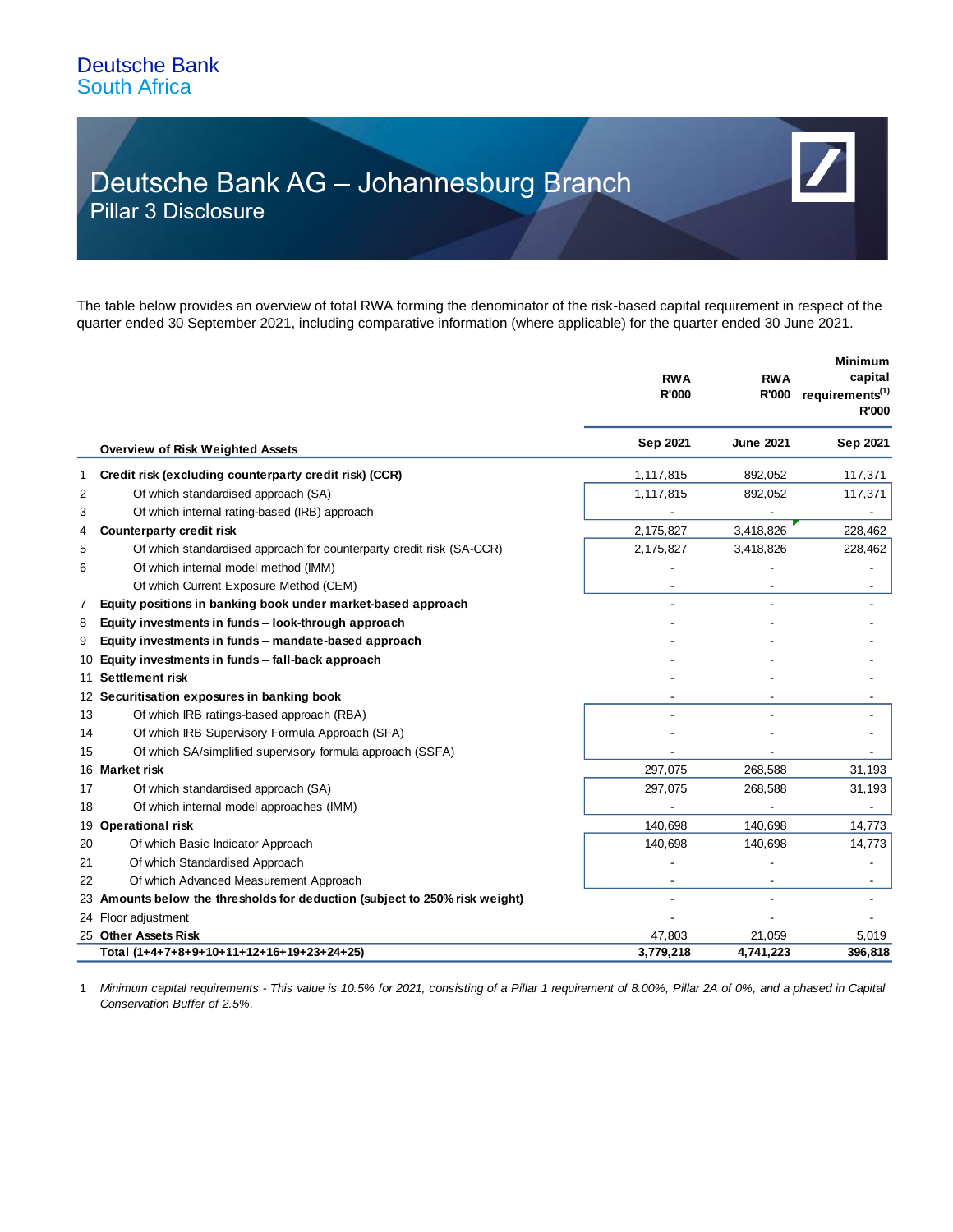Deutsche Bank
South Africa

# Deutsche Bank AG – Johannesburg Branch

## Pillar 3 Disclosure

The table below provides an overview of total RWA forming the denominator of the risk-based capital requirement in respect of the quarter ended 30 September 2021, including comparative information (where applicable) for the quarter ended 30 June 2021.

| | Overview of Risk Weighted Assets | RWA R'000 Sep 2021 | RWA R'000 June 2021 | Minimum capital requirements[1] R'000 Sep 2021 |
|---|---|---|---|---|
| 1 | **Credit risk (excluding counterparty credit risk) (CCR)** | 1,117,815 | 892,052 | 117,371 |
| 2 | Of which standardised approach (SA) | 1,117,815 | 892,052 | 117,371 |
| 3 | Of which internal rating-based (IRB) approach | - | - | - |
| 4 | **Counterparty credit risk** | 2,175,827 | 3,418,826 | 228,462 |
| 5 | Of which standardised approach for counterparty credit risk (SA-CCR) | 2,175,827 | 3,418,826 | 228,462 |
| 6 | Of which internal model method (IMM) | - | - | - |
| | Of which Current Exposure Method (CEM) | - | - | - |
| 7 | **Equity positions in banking book under market-based approach** | - | - | - |
| 8 | **Equity investments in funds – look-through approach** | - | - | - |
| 9 | **Equity investments in funds – mandate-based approach** | - | - | - |
| 10 | **Equity investments in funds – fall-back approach** | - | - | - |
| 11 | **Settlement risk** | - | - | - |
| 12 | **Securitisation exposures in banking book** | - | - | - |
| 13 | Of which IRB ratings-based approach (RBA) | - | - | - |
| 14 | Of which IRB Supervisory Formula Approach (SFA) | - | - | - |
| 15 | Of which SA/simplified supervisory formula approach (SSFA) | - | - | - |
| 16 | **Market risk** | 297,075 | 268,588 | 31,193 |
| 17 | Of which standardised approach (SA) | 297,075 | 268,588 | 31,193 |
| 18 | Of which internal model approaches (IMM) | - | - | - |
| 19 | **Operational risk** | 140,698 | 140,698 | 14,773 |
| 20 | Of which Basic Indicator Approach | 140,698 | 140,698 | 14,773 |
| 21 | Of which Standardised Approach | - | - | - |
| 22 | Of which Advanced Measurement Approach | - | - | - |
| 23 | **Amounts below the thresholds for deduction (subject to 250% risk weight)** | - | - | - |
| 24 | Floor adjustment | - | - | - |
| 25 | **Other Assets Risk** | 47,803 | 21,059 | 5,019 |
| | **Total (1+4+7+8+9+10+11+12+16+19+23+24+25)** | **3,779,218** | **4,741,223** | **396,818** |

1 *Minimum capital requirements - This value is 10.5% for 2021, consisting of a Pillar 1 requirement of 8.00%, Pillar 2A of 0%, and a phased in Capital Conservation Buffer of 2.5%.*